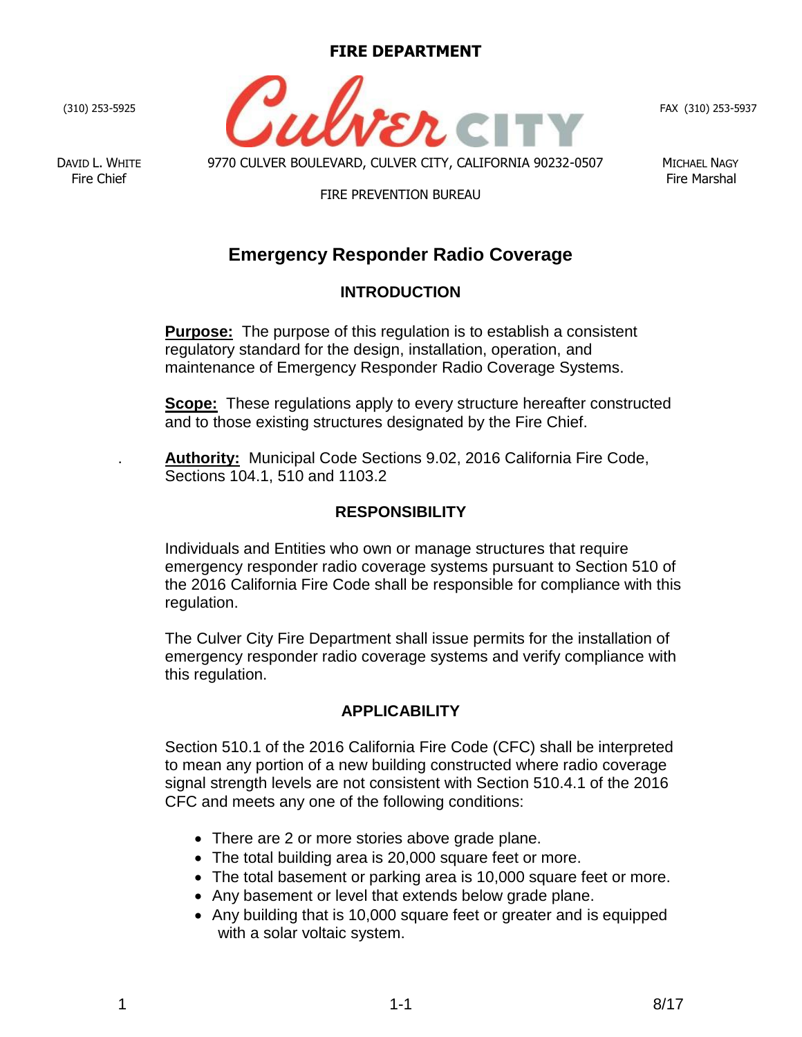**FIRE DEPARTMENT**

(310) 253-5925

Culver CITY

FAX (310) 253-5937

DAVID L. WHITE
Fire Chief

9770 CULVER BOULEVARD, CULVER CITY, CALIFORNIA 90232-0507

MICHAEL NAGY
Fire Marshal

FIRE PREVENTION BUREAU

# Emergency Responder Radio Coverage

## INTRODUCTION

**Purpose:** The purpose of this regulation is to establish a consistent regulatory standard for the design, installation, operation, and maintenance of Emergency Responder Radio Coverage Systems.

**Scope:** These regulations apply to every structure hereafter constructed and to those existing structures designated by the Fire Chief.

**Authority:** Municipal Code Sections 9.02, 2016 California Fire Code, Sections 104.1, 510 and 1103.2

## RESPONSIBILITY

Individuals and Entities who own or manage structures that require emergency responder radio coverage systems pursuant to Section 510 of the 2016 California Fire Code shall be responsible for compliance with this regulation.

The Culver City Fire Department shall issue permits for the installation of emergency responder radio coverage systems and verify compliance with this regulation.

## APPLICABILITY

Section 510.1 of the 2016 California Fire Code (CFC) shall be interpreted to mean any portion of a new building constructed where radio coverage signal strength levels are not consistent with Section 510.4.1 of the 2016 CFC and meets any one of the following conditions:

- There are 2 or more stories above grade plane.
- The total building area is 20,000 square feet or more.
- The total basement or parking area is 10,000 square feet or more.
- Any basement or level that extends below grade plane.
- Any building that is 10,000 square feet or greater and is equipped with a solar voltaic system.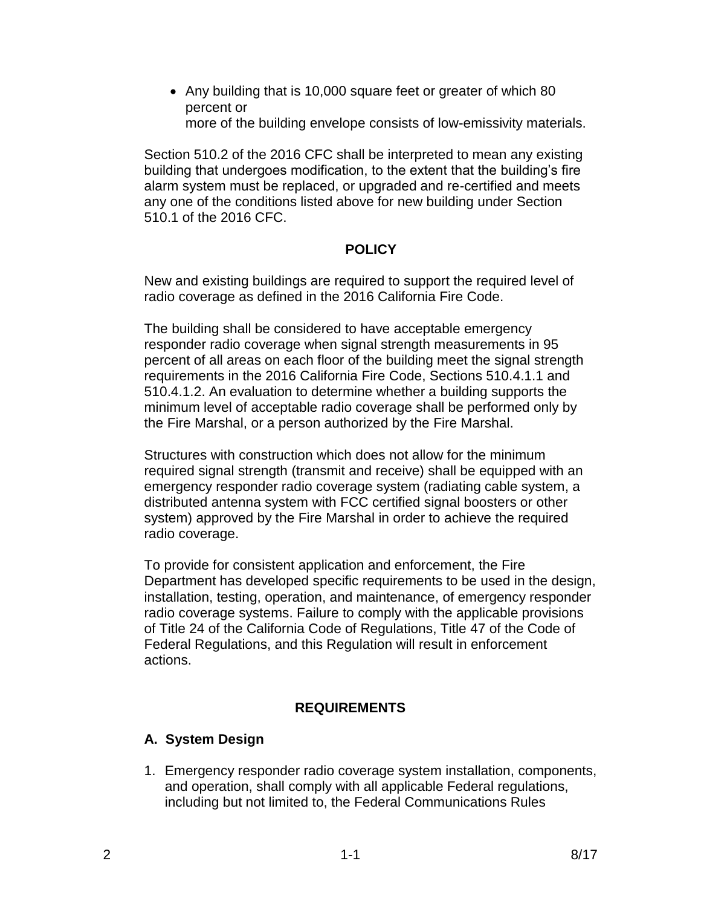- Any building that is 10,000 square feet or greater of which 80 percent or more of the building envelope consists of low-emissivity materials.

Section 510.2 of the 2016 CFC shall be interpreted to mean any existing building that undergoes modification, to the extent that the building's fire alarm system must be replaced, or upgraded and re-certified and meets any one of the conditions listed above for new building under Section 510.1 of the 2016 CFC.

## POLICY

New and existing buildings are required to support the required level of radio coverage as defined in the 2016 California Fire Code.

The building shall be considered to have acceptable emergency responder radio coverage when signal strength measurements in 95 percent of all areas on each floor of the building meet the signal strength requirements in the 2016 California Fire Code, Sections 510.4.1.1 and 510.4.1.2. An evaluation to determine whether a building supports the minimum level of acceptable radio coverage shall be performed only by the Fire Marshal, or a person authorized by the Fire Marshal.

Structures with construction which does not allow for the minimum required signal strength (transmit and receive) shall be equipped with an emergency responder radio coverage system (radiating cable system, a distributed antenna system with FCC certified signal boosters or other system) approved by the Fire Marshal in order to achieve the required radio coverage.

To provide for consistent application and enforcement, the Fire Department has developed specific requirements to be used in the design, installation, testing, operation, and maintenance, of emergency responder radio coverage systems. Failure to comply with the applicable provisions of Title 24 of the California Code of Regulations, Title 47 of the Code of Federal Regulations, and this Regulation will result in enforcement actions.

## REQUIREMENTS

### A. System Design

1. Emergency responder radio coverage system installation, components, and operation, shall comply with all applicable Federal regulations, including but not limited to, the Federal Communications Rules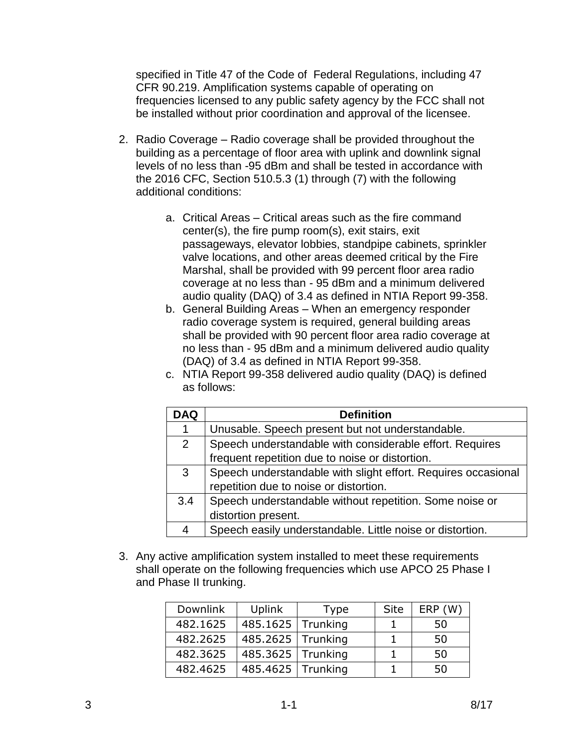specified in Title 47 of the Code of Federal Regulations, including 47 CFR 90.219. Amplification systems capable of operating on frequencies licensed to any public safety agency by the FCC shall not be installed without prior coordination and approval of the licensee.

2. Radio Coverage – Radio coverage shall be provided throughout the building as a percentage of floor area with uplink and downlink signal levels of no less than -95 dBm and shall be tested in accordance with the 2016 CFC, Section 510.5.3 (1) through (7) with the following additional conditions:

    a. Critical Areas – Critical areas such as the fire command center(s), the fire pump room(s), exit stairs, exit passageways, elevator lobbies, standpipe cabinets, sprinkler valve locations, and other areas deemed critical by the Fire Marshal, shall be provided with 99 percent floor area radio coverage at no less than - 95 dBm and a minimum delivered audio quality (DAQ) of 3.4 as defined in NTIA Report 99-358.
    b. General Building Areas – When an emergency responder radio coverage system is required, general building areas shall be provided with 90 percent floor area radio coverage at no less than - 95 dBm and a minimum delivered audio quality (DAQ) of 3.4 as defined in NTIA Report 99-358.
    c. NTIA Report 99-358 delivered audio quality (DAQ) is defined as follows:

| DAQ | Definition |
|---|---|
| 1 | Unusable. Speech present but not understandable. |
| 2 | Speech understandable with considerable effort. Requires frequent repetition due to noise or distortion. |
| 3 | Speech understandable with slight effort. Requires occasional repetition due to noise or distortion. |
| 3.4 | Speech understandable without repetition. Some noise or distortion present. |
| 4 | Speech easily understandable. Little noise or distortion. |

3. Any active amplification system installed to meet these requirements shall operate on the following frequencies which use APCO 25 Phase I and Phase II trunking.

| Downlink | Uplink | Type | Site | ERP (W) |
|---|---|---|---|---|
| 482.1625 | 485.1625 | Trunking | 1 | 50 |
| 482.2625 | 485.2625 | Trunking | 1 | 50 |
| 482.3625 | 485.3625 | Trunking | 1 | 50 |
| 482.4625 | 485.4625 | Trunking | 1 | 50 |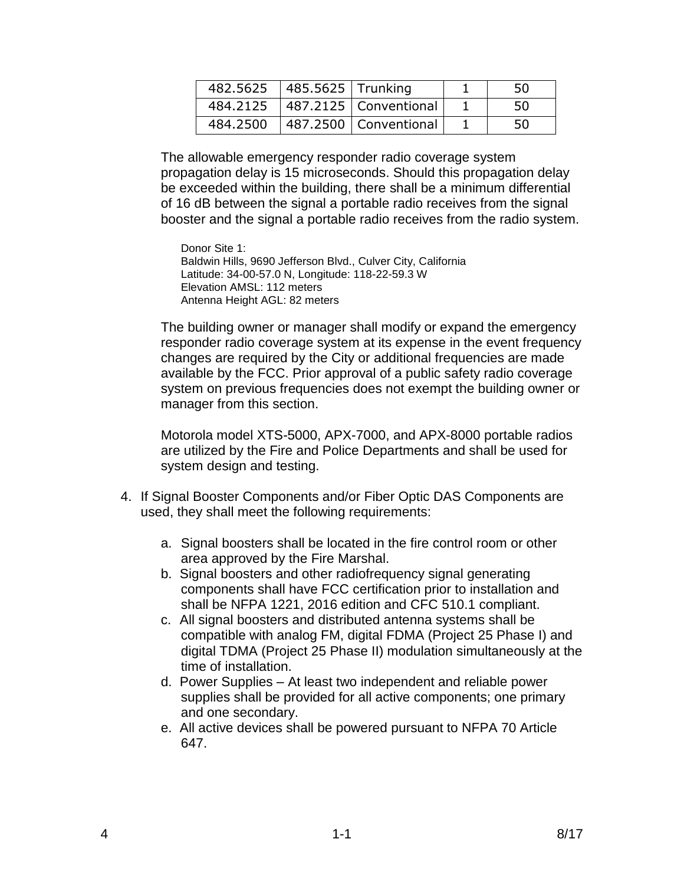| 482.5625 | 485.5625 | Trunking | 1 | 50 |
|---|---|---|---|---|
| 484.2125 | 487.2125 | Conventional | 1 | 50 |
| 484.2500 | 487.2500 | Conventional | 1 | 50 |

The allowable emergency responder radio coverage system propagation delay is 15 microseconds. Should this propagation delay be exceeded within the building, there shall be a minimum differential of 16 dB between the signal a portable radio receives from the signal booster and the signal a portable radio receives from the radio system.

Donor Site 1:
Baldwin Hills, 9690 Jefferson Blvd., Culver City, California
Latitude: 34-00-57.0 N, Longitude: 118-22-59.3 W
Elevation AMSL: 112 meters
Antenna Height AGL: 82 meters

The building owner or manager shall modify or expand the emergency responder radio coverage system at its expense in the event frequency changes are required by the City or additional frequencies are made available by the FCC. Prior approval of a public safety radio coverage system on previous frequencies does not exempt the building owner or manager from this section.

Motorola model XTS-5000, APX-7000, and APX-8000 portable radios are utilized by the Fire and Police Departments and shall be used for system design and testing.

4. If Signal Booster Components and/or Fiber Optic DAS Components are used, they shall meet the following requirements:

   a. Signal boosters shall be located in the fire control room or other area approved by the Fire Marshal.
   b. Signal boosters and other radiofrequency signal generating components shall have FCC certification prior to installation and shall be NFPA 1221, 2016 edition and CFC 510.1 compliant.
   c. All signal boosters and distributed antenna systems shall be compatible with analog FM, digital FDMA (Project 25 Phase I) and digital TDMA (Project 25 Phase II) modulation simultaneously at the time of installation.
   d. Power Supplies – At least two independent and reliable power supplies shall be provided for all active components; one primary and one secondary.
   e. All active devices shall be powered pursuant to NFPA 70 Article 647.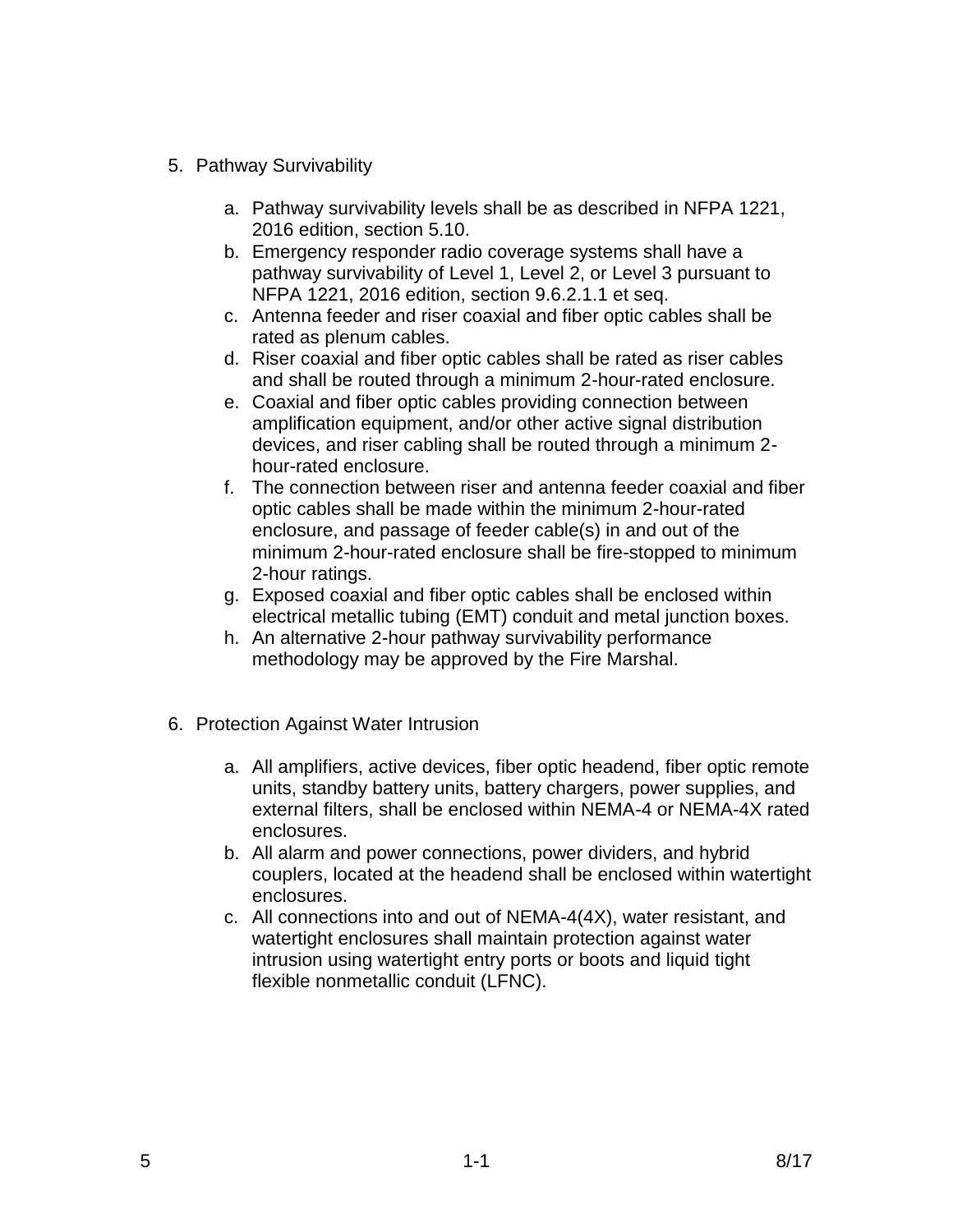5. Pathway Survivability

   a. Pathway survivability levels shall be as described in NFPA 1221, 2016 edition, section 5.10.
   b. Emergency responder radio coverage systems shall have a pathway survivability of Level 1, Level 2, or Level 3 pursuant to NFPA 1221, 2016 edition, section 9.6.2.1.1 et seq.
   c. Antenna feeder and riser coaxial and fiber optic cables shall be rated as plenum cables.
   d. Riser coaxial and fiber optic cables shall be rated as riser cables and shall be routed through a minimum 2-hour-rated enclosure.
   e. Coaxial and fiber optic cables providing connection between amplification equipment, and/or other active signal distribution devices, and riser cabling shall be routed through a minimum 2-hour-rated enclosure.
   f. The connection between riser and antenna feeder coaxial and fiber optic cables shall be made within the minimum 2-hour-rated enclosure, and passage of feeder cable(s) in and out of the minimum 2-hour-rated enclosure shall be fire-stopped to minimum 2-hour ratings.
   g. Exposed coaxial and fiber optic cables shall be enclosed within electrical metallic tubing (EMT) conduit and metal junction boxes.
   h. An alternative 2-hour pathway survivability performance methodology may be approved by the Fire Marshal.

6. Protection Against Water Intrusion

   a. All amplifiers, active devices, fiber optic headend, fiber optic remote units, standby battery units, battery chargers, power supplies, and external filters, shall be enclosed within NEMA-4 or NEMA-4X rated enclosures.
   b. All alarm and power connections, power dividers, and hybrid couplers, located at the headend shall be enclosed within watertight enclosures.
   c. All connections into and out of NEMA-4(4X), water resistant, and watertight enclosures shall maintain protection against water intrusion using watertight entry ports or boots and liquid tight flexible nonmetallic conduit (LFNC).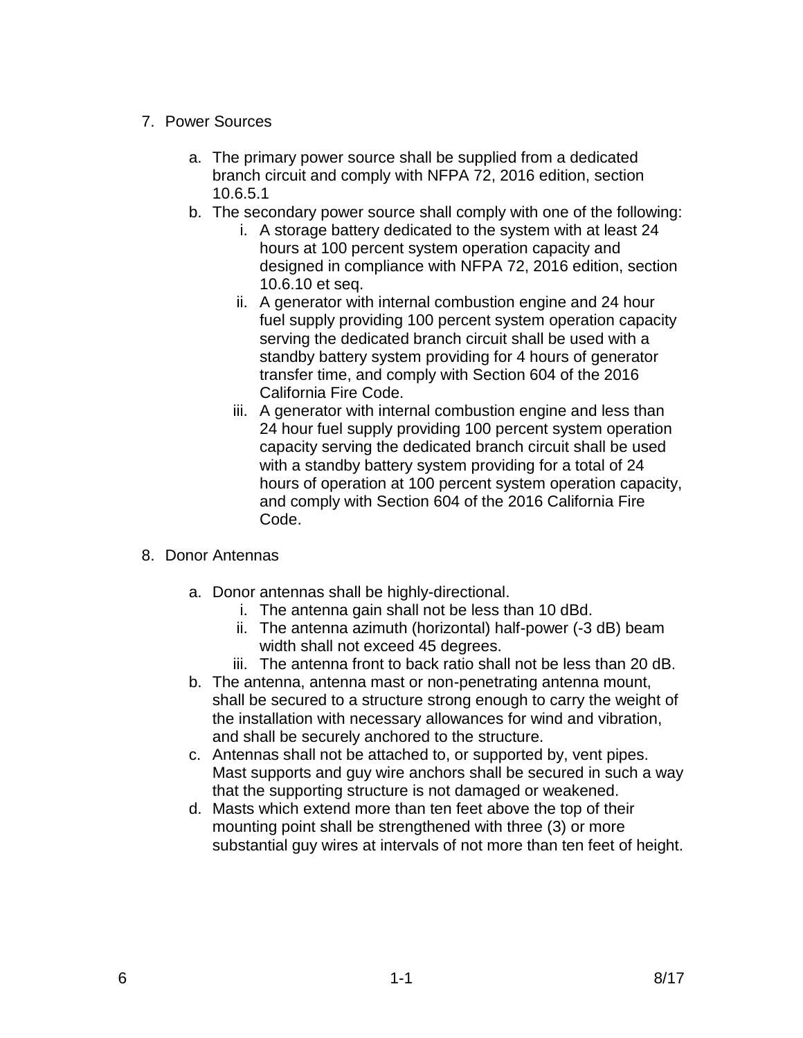7. Power Sources

   a. The primary power source shall be supplied from a dedicated branch circuit and comply with NFPA 72, 2016 edition, section 10.6.5.1
   b. The secondary power source shall comply with one of the following:
      i. A storage battery dedicated to the system with at least 24 hours at 100 percent system operation capacity and designed in compliance with NFPA 72, 2016 edition, section 10.6.10 et seq.
      ii. A generator with internal combustion engine and 24 hour fuel supply providing 100 percent system operation capacity serving the dedicated branch circuit shall be used with a standby battery system providing for 4 hours of generator transfer time, and comply with Section 604 of the 2016 California Fire Code.
      iii. A generator with internal combustion engine and less than 24 hour fuel supply providing 100 percent system operation capacity serving the dedicated branch circuit shall be used with a standby battery system providing for a total of 24 hours of operation at 100 percent system operation capacity, and comply with Section 604 of the 2016 California Fire Code.

8. Donor Antennas

   a. Donor antennas shall be highly-directional.
      i. The antenna gain shall not be less than 10 dBd.
      ii. The antenna azimuth (horizontal) half-power (-3 dB) beam width shall not exceed 45 degrees.
      iii. The antenna front to back ratio shall not be less than 20 dB.
   b. The antenna, antenna mast or non-penetrating antenna mount, shall be secured to a structure strong enough to carry the weight of the installation with necessary allowances for wind and vibration, and shall be securely anchored to the structure.
   c. Antennas shall not be attached to, or supported by, vent pipes. Mast supports and guy wire anchors shall be secured in such a way that the supporting structure is not damaged or weakened.
   d. Masts which extend more than ten feet above the top of their mounting point shall be strengthened with three (3) or more substantial guy wires at intervals of not more than ten feet of height.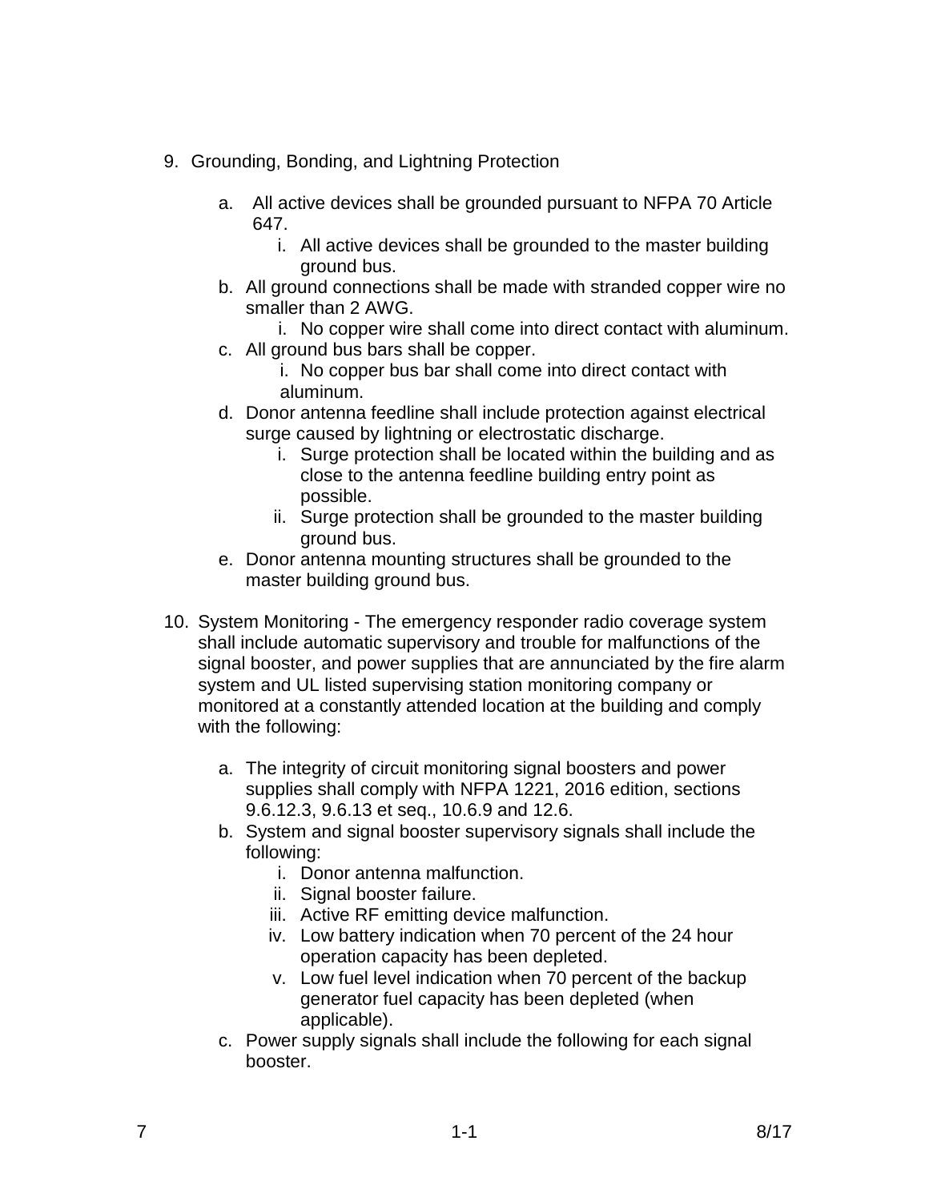9. Grounding, Bonding, and Lightning Protection

   a. All active devices shall be grounded pursuant to NFPA 70 Article 647.
      i. All active devices shall be grounded to the master building ground bus.
   b. All ground connections shall be made with stranded copper wire no smaller than 2 AWG.
      i. No copper wire shall come into direct contact with aluminum.
   c. All ground bus bars shall be copper.
      i. No copper bus bar shall come into direct contact with aluminum.
   d. Donor antenna feedline shall include protection against electrical surge caused by lightning or electrostatic discharge.
      i. Surge protection shall be located within the building and as close to the antenna feedline building entry point as possible.
      ii. Surge protection shall be grounded to the master building ground bus.
   e. Donor antenna mounting structures shall be grounded to the master building ground bus.

10. System Monitoring - The emergency responder radio coverage system shall include automatic supervisory and trouble for malfunctions of the signal booster, and power supplies that are annunciated by the fire alarm system and UL listed supervising station monitoring company or monitored at a constantly attended location at the building and comply with the following:

    a. The integrity of circuit monitoring signal boosters and power supplies shall comply with NFPA 1221, 2016 edition, sections 9.6.12.3, 9.6.13 et seq., 10.6.9 and 12.6.
    b. System and signal booster supervisory signals shall include the following:
       i. Donor antenna malfunction.
       ii. Signal booster failure.
       iii. Active RF emitting device malfunction.
       iv. Low battery indication when 70 percent of the 24 hour operation capacity has been depleted.
       v. Low fuel level indication when 70 percent of the backup generator fuel capacity has been depleted (when applicable).
    c. Power supply signals shall include the following for each signal booster.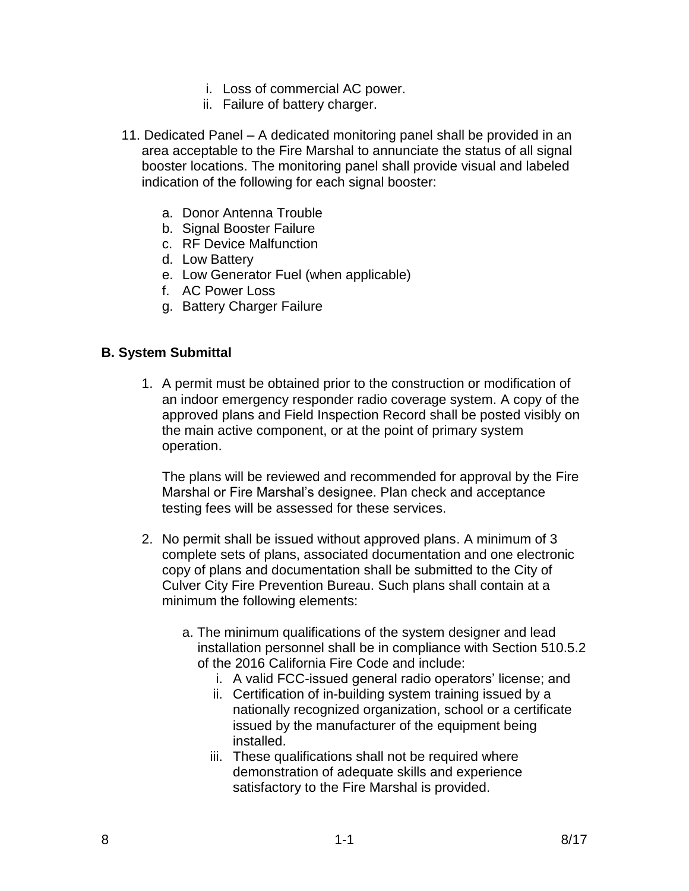i. Loss of commercial AC power.
   ii. Failure of battery charger.

11. Dedicated Panel – A dedicated monitoring panel shall be provided in an area acceptable to the Fire Marshal to annunciate the status of all signal booster locations. The monitoring panel shall provide visual and labeled indication of the following for each signal booster:

    a. Donor Antenna Trouble
    b. Signal Booster Failure
    c. RF Device Malfunction
    d. Low Battery
    e. Low Generator Fuel (when applicable)
    f. AC Power Loss
    g. Battery Charger Failure

**B. System Submittal**

1. A permit must be obtained prior to the construction or modification of an indoor emergency responder radio coverage system. A copy of the approved plans and Field Inspection Record shall be posted visibly on the main active component, or at the point of primary system operation.

   The plans will be reviewed and recommended for approval by the Fire Marshal or Fire Marshal's designee. Plan check and acceptance testing fees will be assessed for these services.

2. No permit shall be issued without approved plans. A minimum of 3 complete sets of plans, associated documentation and one electronic copy of plans and documentation shall be submitted to the City of Culver City Fire Prevention Bureau. Such plans shall contain at a minimum the following elements:

   a. The minimum qualifications of the system designer and lead installation personnel shall be in compliance with Section 510.5.2 of the 2016 California Fire Code and include:
      i. A valid FCC-issued general radio operators' license; and
      ii. Certification of in-building system training issued by a nationally recognized organization, school or a certificate issued by the manufacturer of the equipment being installed.
      iii. These qualifications shall not be required where demonstration of adequate skills and experience satisfactory to the Fire Marshal is provided.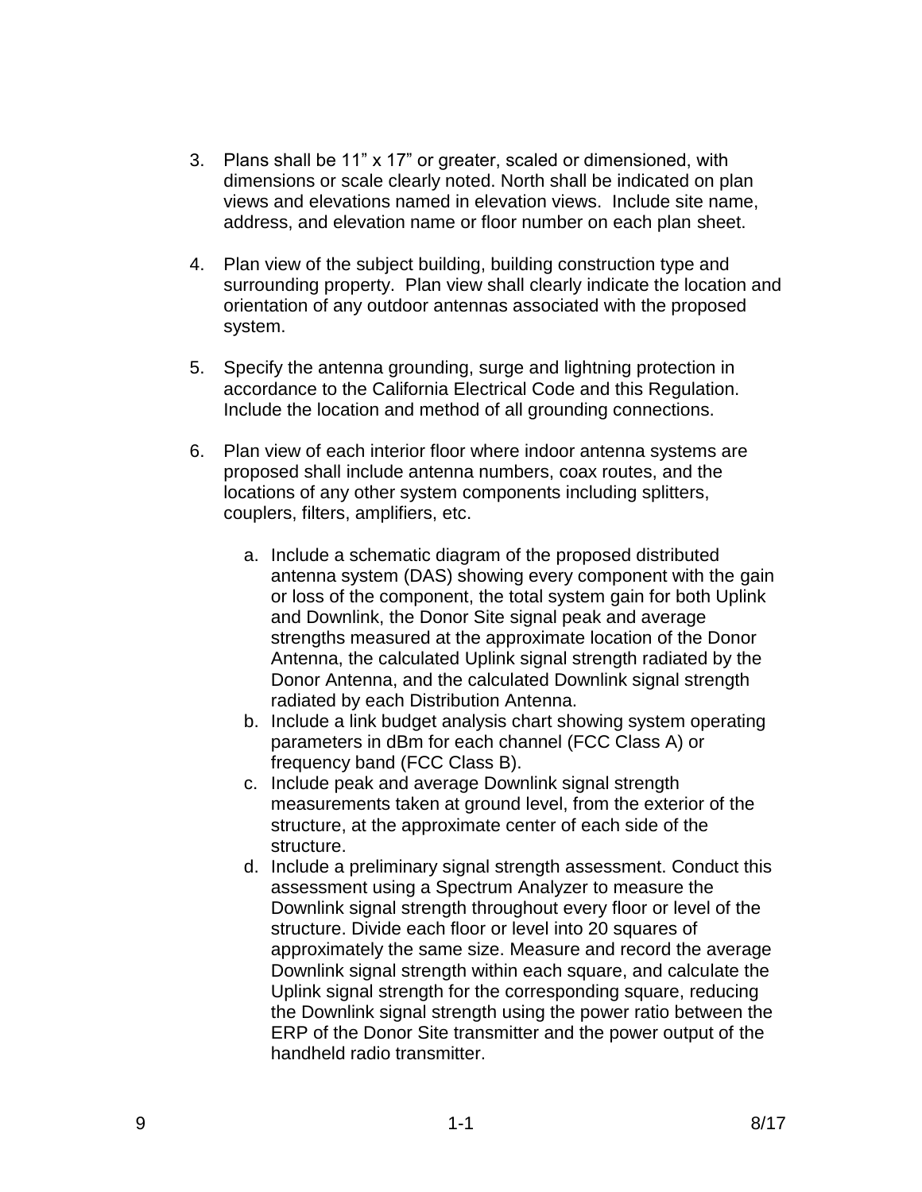3. Plans shall be 11” x 17” or greater, scaled or dimensioned, with dimensions or scale clearly noted. North shall be indicated on plan views and elevations named in elevation views. Include site name, address, and elevation name or floor number on each plan sheet.

4. Plan view of the subject building, building construction type and surrounding property. Plan view shall clearly indicate the location and orientation of any outdoor antennas associated with the proposed system.

5. Specify the antenna grounding, surge and lightning protection in accordance to the California Electrical Code and this Regulation. Include the location and method of all grounding connections.

6. Plan view of each interior floor where indoor antenna systems are proposed shall include antenna numbers, coax routes, and the locations of any other system components including splitters, couplers, filters, amplifiers, etc.

    a. Include a schematic diagram of the proposed distributed antenna system (DAS) showing every component with the gain or loss of the component, the total system gain for both Uplink and Downlink, the Donor Site signal peak and average strengths measured at the approximate location of the Donor Antenna, the calculated Uplink signal strength radiated by the Donor Antenna, and the calculated Downlink signal strength radiated by each Distribution Antenna.
    b. Include a link budget analysis chart showing system operating parameters in dBm for each channel (FCC Class A) or frequency band (FCC Class B).
    c. Include peak and average Downlink signal strength measurements taken at ground level, from the exterior of the structure, at the approximate center of each side of the structure.
    d. Include a preliminary signal strength assessment. Conduct this assessment using a Spectrum Analyzer to measure the Downlink signal strength throughout every floor or level of the structure. Divide each floor or level into 20 squares of approximately the same size. Measure and record the average Downlink signal strength within each square, and calculate the Uplink signal strength for the corresponding square, reducing the Downlink signal strength using the power ratio between the ERP of the Donor Site transmitter and the power output of the handheld radio transmitter.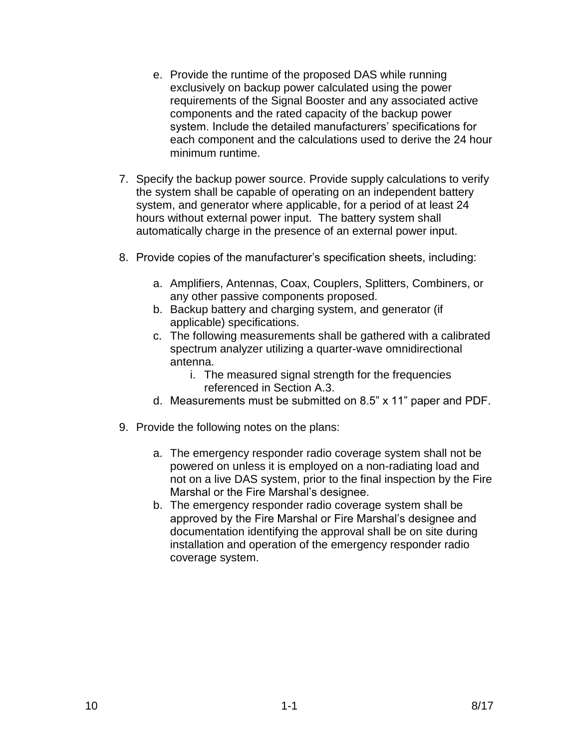e. Provide the runtime of the proposed DAS while running exclusively on backup power calculated using the power requirements of the Signal Booster and any associated active components and the rated capacity of the backup power system. Include the detailed manufacturers' specifications for each component and the calculations used to derive the 24 hour minimum runtime.

7. Specify the backup power source. Provide supply calculations to verify the system shall be capable of operating on an independent battery system, and generator where applicable, for a period of at least 24 hours without external power input. The battery system shall automatically charge in the presence of an external power input.

8. Provide copies of the manufacturer's specification sheets, including:

   a. Amplifiers, Antennas, Coax, Couplers, Splitters, Combiners, or any other passive components proposed.
   b. Backup battery and charging system, and generator (if applicable) specifications.
   c. The following measurements shall be gathered with a calibrated spectrum analyzer utilizing a quarter-wave omnidirectional antenna.
      i. The measured signal strength for the frequencies referenced in Section A.3.
   d. Measurements must be submitted on 8.5" x 11" paper and PDF.

9. Provide the following notes on the plans:

   a. The emergency responder radio coverage system shall not be powered on unless it is employed on a non-radiating load and not on a live DAS system, prior to the final inspection by the Fire Marshal or the Fire Marshal's designee.
   b. The emergency responder radio coverage system shall be approved by the Fire Marshal or Fire Marshal's designee and documentation identifying the approval shall be on site during installation and operation of the emergency responder radio coverage system.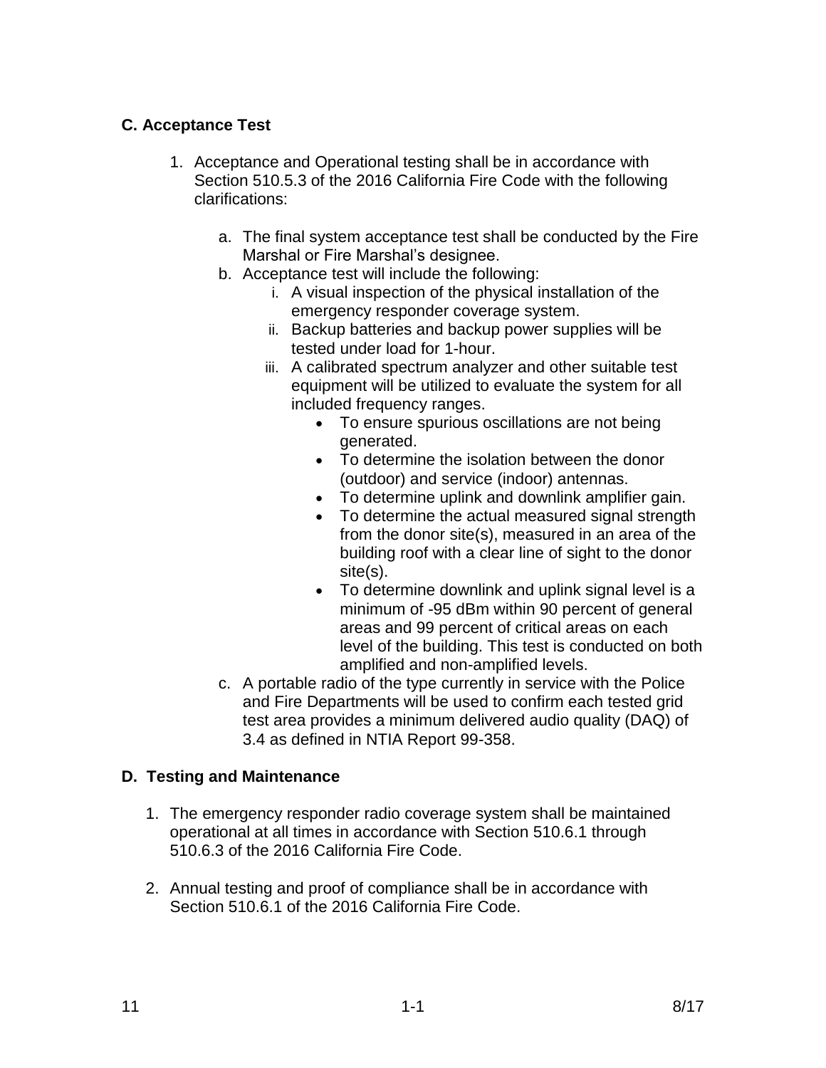## C. Acceptance Test

1. Acceptance and Operational testing shall be in accordance with Section 510.5.3 of the 2016 California Fire Code with the following clarifications:

    a. The final system acceptance test shall be conducted by the Fire Marshal or Fire Marshal's designee.
    b. Acceptance test will include the following:
        i. A visual inspection of the physical installation of the emergency responder coverage system.
        ii. Backup batteries and backup power supplies will be tested under load for 1-hour.
        iii. A calibrated spectrum analyzer and other suitable test equipment will be utilized to evaluate the system for all included frequency ranges.
            - To ensure spurious oscillations are not being generated.
            - To determine the isolation between the donor (outdoor) and service (indoor) antennas.
            - To determine uplink and downlink amplifier gain.
            - To determine the actual measured signal strength from the donor site(s), measured in an area of the building roof with a clear line of sight to the donor site(s).
            - To determine downlink and uplink signal level is a minimum of -95 dBm within 90 percent of general areas and 99 percent of critical areas on each level of the building. This test is conducted on both amplified and non-amplified levels.
    c. A portable radio of the type currently in service with the Police and Fire Departments will be used to confirm each tested grid test area provides a minimum delivered audio quality (DAQ) of 3.4 as defined in NTIA Report 99-358.

## D. Testing and Maintenance

1. The emergency responder radio coverage system shall be maintained operational at all times in accordance with Section 510.6.1 through 510.6.3 of the 2016 California Fire Code.

2. Annual testing and proof of compliance shall be in accordance with Section 510.6.1 of the 2016 California Fire Code.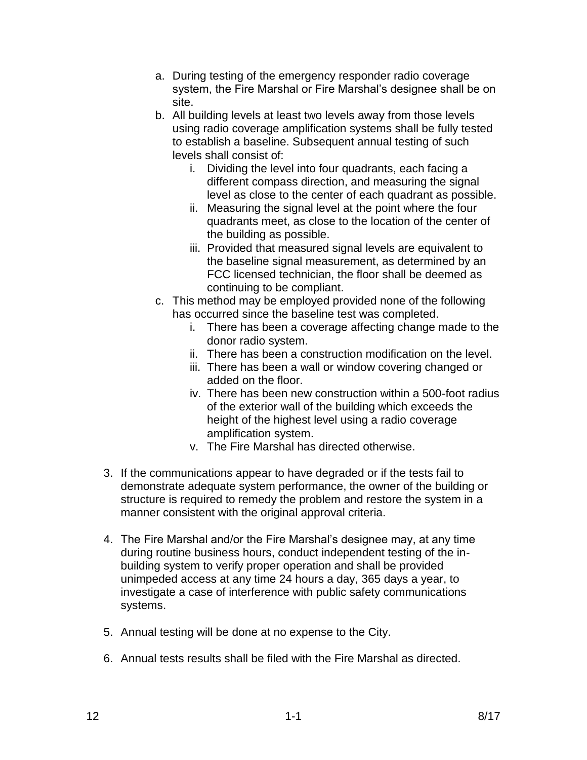a. During testing of the emergency responder radio coverage system, the Fire Marshal or Fire Marshal's designee shall be on site.
   b. All building levels at least two levels away from those levels using radio coverage amplification systems shall be fully tested to establish a baseline. Subsequent annual testing of such levels shall consist of:
      i. Dividing the level into four quadrants, each facing a different compass direction, and measuring the signal level as close to the center of each quadrant as possible.
      ii. Measuring the signal level at the point where the four quadrants meet, as close to the location of the center of the building as possible.
      iii. Provided that measured signal levels are equivalent to the baseline signal measurement, as determined by an FCC licensed technician, the floor shall be deemed as continuing to be compliant.
   c. This method may be employed provided none of the following has occurred since the baseline test was completed.
      i. There has been a coverage affecting change made to the donor radio system.
      ii. There has been a construction modification on the level.
      iii. There has been a wall or window covering changed or added on the floor.
      iv. There has been new construction within a 500-foot radius of the exterior wall of the building which exceeds the height of the highest level using a radio coverage amplification system.
      v. The Fire Marshal has directed otherwise.

3. If the communications appear to have degraded or if the tests fail to demonstrate adequate system performance, the owner of the building or structure is required to remedy the problem and restore the system in a manner consistent with the original approval criteria.

4. The Fire Marshal and/or the Fire Marshal's designee may, at any time during routine business hours, conduct independent testing of the in-building system to verify proper operation and shall be provided unimpeded access at any time 24 hours a day, 365 days a year, to investigate a case of interference with public safety communications systems.

5. Annual testing will be done at no expense to the City.

6. Annual tests results shall be filed with the Fire Marshal as directed.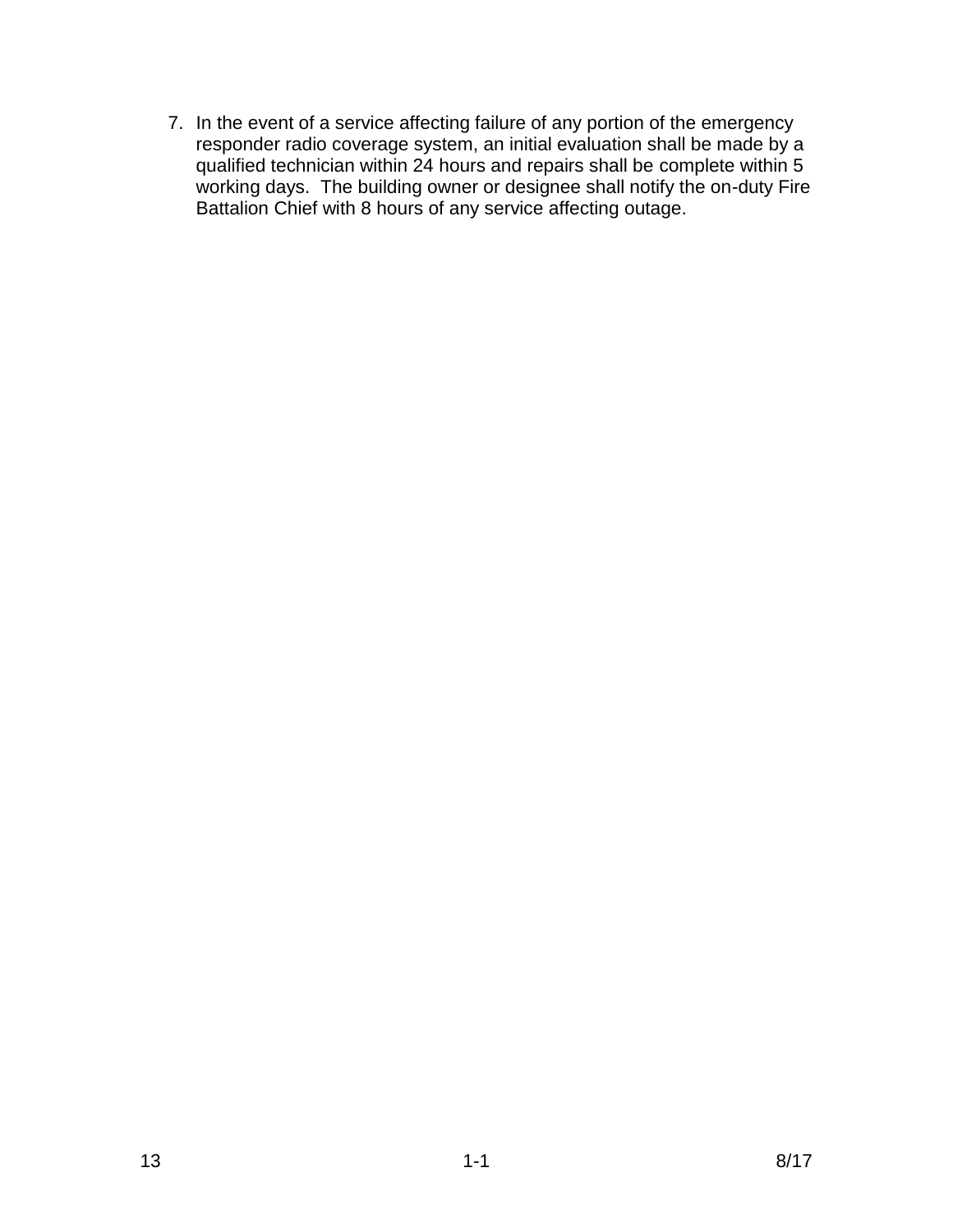7. In the event of a service affecting failure of any portion of the emergency responder radio coverage system, an initial evaluation shall be made by a qualified technician within 24 hours and repairs shall be complete within 5 working days. The building owner or designee shall notify the on-duty Fire Battalion Chief with 8 hours of any service affecting outage.